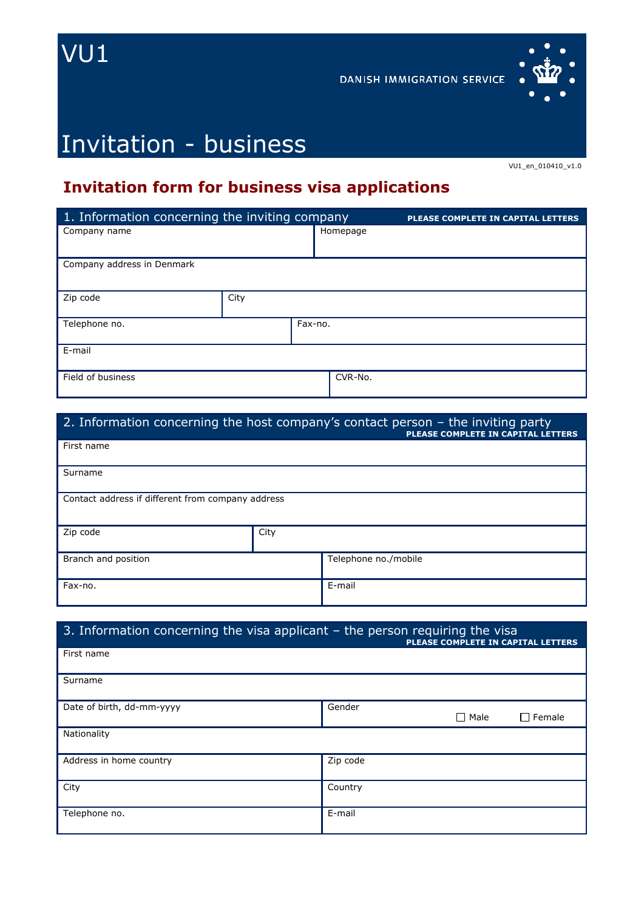VU1

DANISH IMMIGRATION SERVICE

# Invitation - business

VU1_en_010410_v1.0

## Invitation form for business visa applications

### 1. Information concerning the inviting company

**PLEASE COMPLETE IN CAPITAL LETTERS**

| | |
|---|---|
| Company name | Homepage |
| Company address in Denmark | |
| Zip code | City |
| Telephone no. | Fax-no. |
| E-mail | |
| Field of business | CVR-No. |

### 2. Information concerning the host company's contact person – the inviting party

**PLEASE COMPLETE IN CAPITAL LETTERS**

| | |
|---|---|
| First name | |
| Surname | |
| Contact address if different from company address | |
| Zip code | City |
| Branch and position | Telephone no./mobile |
| Fax-no. | E-mail |

### 3. Information concerning the visa applicant – the person requiring the visa

**PLEASE COMPLETE IN CAPITAL LETTERS**

| | |
|---|---|
| First name | |
| Surname | |
| Date of birth, dd-mm-yyyy | Gender ☐ Male ☐ Female |
| Nationality | |
| Address in home country | Zip code |
| City | Country |
| Telephone no. | E-mail |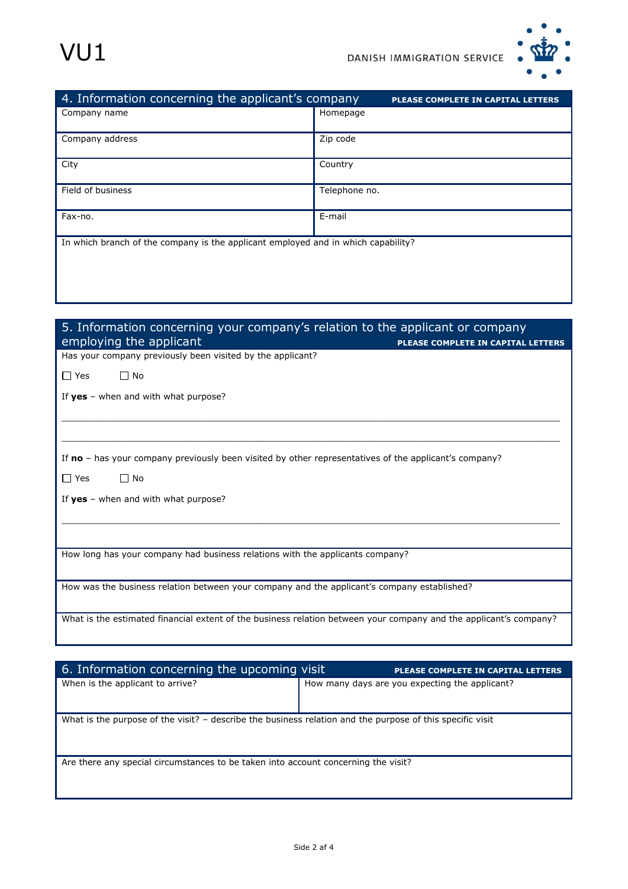VU1

DANISH IMMIGRATION SERVICE

## 4. Information concerning the applicant's company

**PLEASE COMPLETE IN CAPITAL LETTERS**

| Company name | Homepage |
|---|---|
| Company address | Zip code |
| City | Country |
| Field of business | Telephone no. |
| Fax-no. | E-mail |

In which branch of the company is the applicant employed and in which capability?

## 5. Information concerning your company's relation to the applicant or company employing the applicant

**PLEASE COMPLETE IN CAPITAL LETTERS**

Has your company previously been visited by the applicant?

☐ Yes ☐ No

If **yes** – when and with what purpose?

\_\_\_\_\_\_\_\_\_\_\_\_\_\_\_\_\_\_\_\_\_\_\_\_\_\_\_\_\_\_\_\_\_\_\_\_\_\_\_\_\_\_\_\_\_\_\_\_\_\_\_\_\_\_\_\_\_\_\_\_\_\_\_\_\_\_\_\_\_\_

\_\_\_\_\_\_\_\_\_\_\_\_\_\_\_\_\_\_\_\_\_\_\_\_\_\_\_\_\_\_\_\_\_\_\_\_\_\_\_\_\_\_\_\_\_\_\_\_\_\_\_\_\_\_\_\_\_\_\_\_\_\_\_\_\_\_\_\_\_\_

If **no** – has your company previously been visited by other representatives of the applicant's company?

☐ Yes ☐ No

If **yes** – when and with what purpose?

\_\_\_\_\_\_\_\_\_\_\_\_\_\_\_\_\_\_\_\_\_\_\_\_\_\_\_\_\_\_\_\_\_\_\_\_\_\_\_\_\_\_\_\_\_\_\_\_\_\_\_\_\_\_\_\_\_\_\_\_\_\_\_\_\_\_\_\_\_\_

How long has your company had business relations with the applicants company?

How was the business relation between your company and the applicant's company established?

What is the estimated financial extent of the business relation between your company and the applicant's company?

## 6. Information concerning the upcoming visit

**PLEASE COMPLETE IN CAPITAL LETTERS**

| When is the applicant to arrive? | How many days are you expecting the applicant? |
|---|---|

What is the purpose of the visit? – describe the business relation and the purpose of this specific visit

Are there any special circumstances to be taken into account concerning the visit?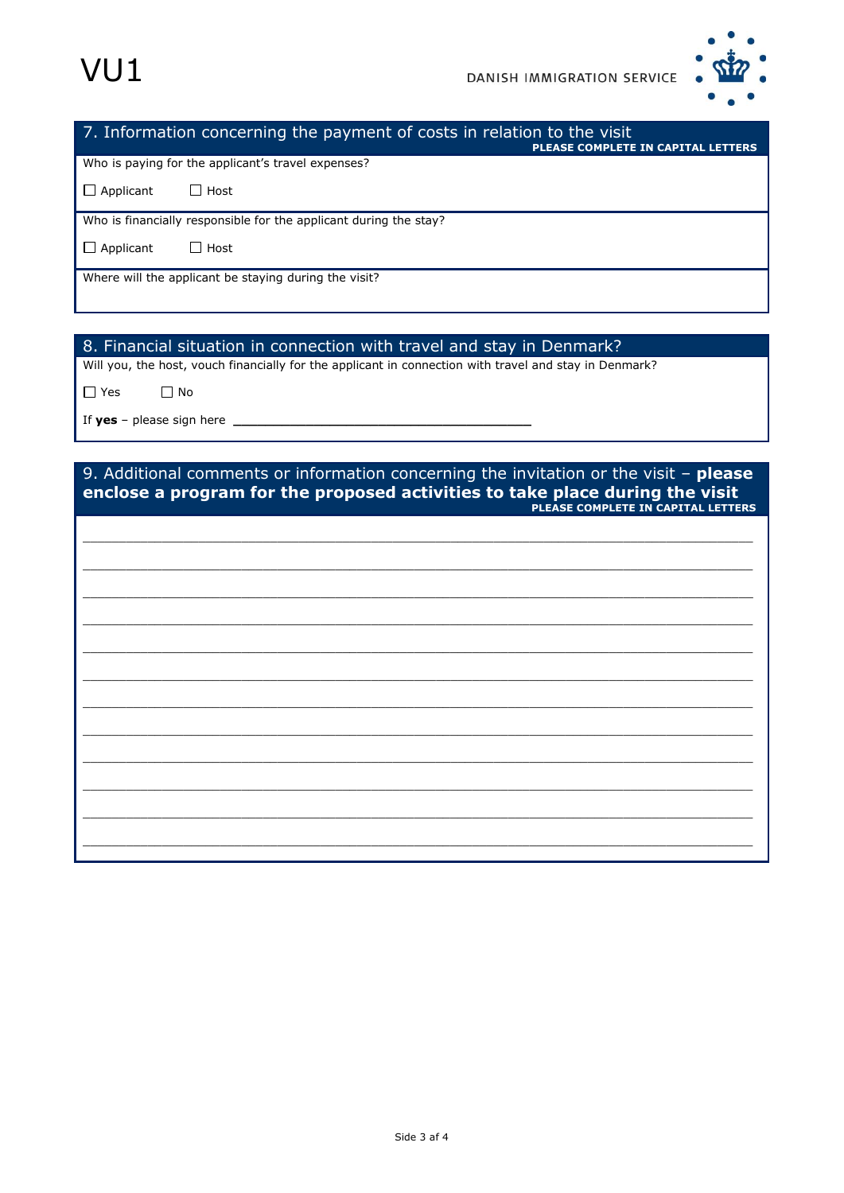VU1

DANISH IMMIGRATION SERVICE

## 7. Information concerning the payment of costs in relation to the visit

**PLEASE COMPLETE IN CAPITAL LETTERS**

Who is paying for the applicant's travel expenses?

☐ Applicant ☐ Host

Who is financially responsible for the applicant during the stay?

☐ Applicant ☐ Host

Where will the applicant be staying during the visit?

## 8. Financial situation in connection with travel and stay in Denmark?

Will you, the host, vouch financially for the applicant in connection with travel and stay in Denmark?

☐ Yes ☐ No

If **yes** – please sign here ________________________________________

## 9. Additional comments or information concerning the invitation or the visit – **please enclose a program for the proposed activities to take place during the visit**

**PLEASE COMPLETE IN CAPITAL LETTERS**

________________________________________________________________________________

________________________________________________________________________________

________________________________________________________________________________

________________________________________________________________________________

________________________________________________________________________________

________________________________________________________________________________

________________________________________________________________________________

________________________________________________________________________________

________________________________________________________________________________

________________________________________________________________________________

________________________________________________________________________________

________________________________________________________________________________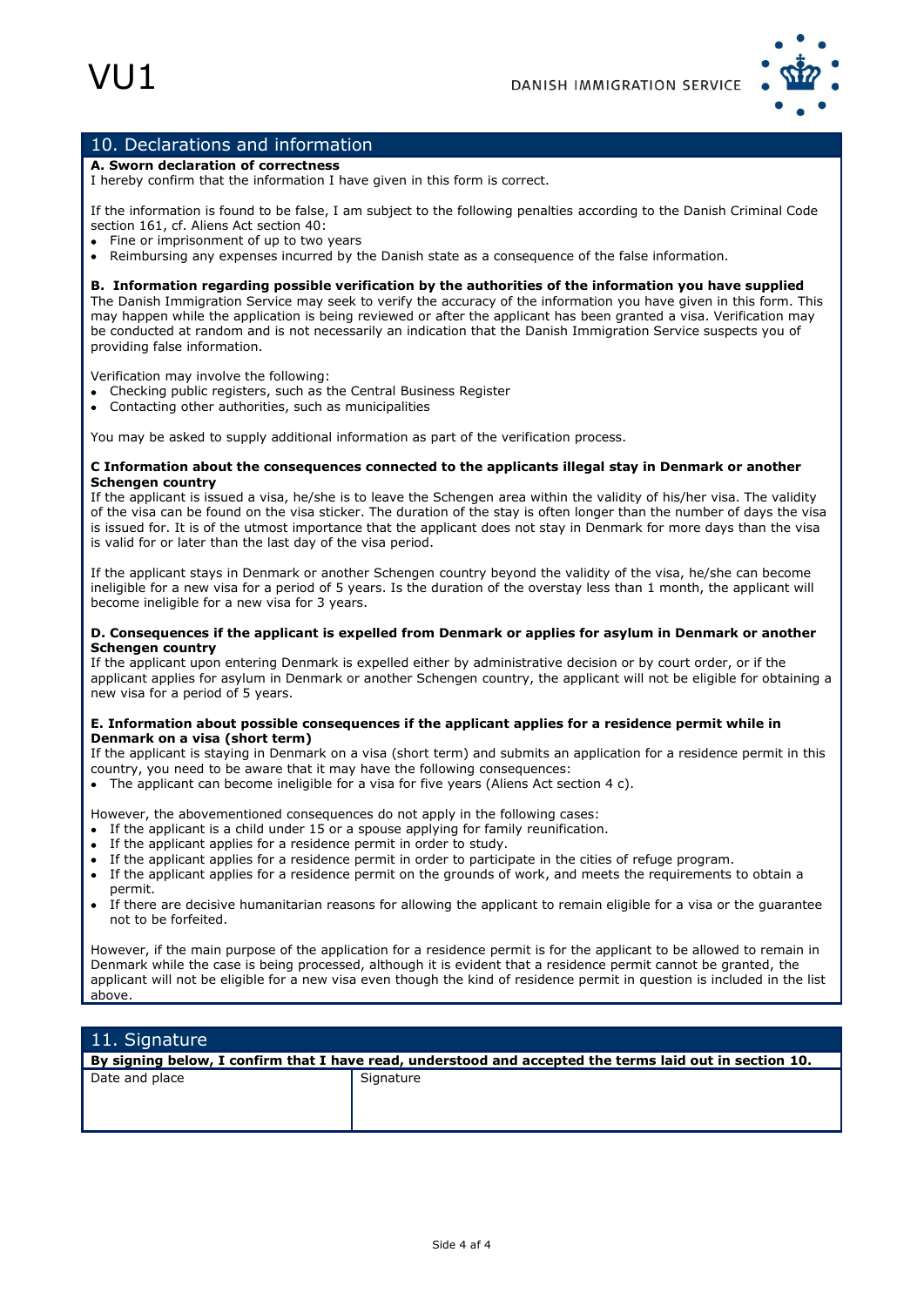VU1

DANISH IMMIGRATION SERVICE

## 10. Declarations and information

**A. Sworn declaration of correctness**

I hereby confirm that the information I have given in this form is correct.

If the information is found to be false, I am subject to the following penalties according to the Danish Criminal Code section 161, cf. Aliens Act section 40:

- Fine or imprisonment of up to two years
- Reimbursing any expenses incurred by the Danish state as a consequence of the false information.

**B. Information regarding possible verification by the authorities of the information you have supplied**

The Danish Immigration Service may seek to verify the accuracy of the information you have given in this form. This may happen while the application is being reviewed or after the applicant has been granted a visa. Verification may be conducted at random and is not necessarily an indication that the Danish Immigration Service suspects you of providing false information.

Verification may involve the following:

- Checking public registers, such as the Central Business Register
- Contacting other authorities, such as municipalities

You may be asked to supply additional information as part of the verification process.

**C Information about the consequences connected to the applicants illegal stay in Denmark or another Schengen country**

If the applicant is issued a visa, he/she is to leave the Schengen area within the validity of his/her visa. The validity of the visa can be found on the visa sticker. The duration of the stay is often longer than the number of days the visa is issued for. It is of the utmost importance that the applicant does not stay in Denmark for more days than the visa is valid for or later than the last day of the visa period.

If the applicant stays in Denmark or another Schengen country beyond the validity of the visa, he/she can become ineligible for a new visa for a period of 5 years. Is the duration of the overstay less than 1 month, the applicant will become ineligible for a new visa for 3 years.

**D. Consequences if the applicant is expelled from Denmark or applies for asylum in Denmark or another Schengen country**

If the applicant upon entering Denmark is expelled either by administrative decision or by court order, or if the applicant applies for asylum in Denmark or another Schengen country, the applicant will not be eligible for obtaining a new visa for a period of 5 years.

**E. Information about possible consequences if the applicant applies for a residence permit while in Denmark on a visa (short term)**

If the applicant is staying in Denmark on a visa (short term) and submits an application for a residence permit in this country, you need to be aware that it may have the following consequences:

- The applicant can become ineligible for a visa for five years (Aliens Act section 4 c).

However, the abovementioned consequences do not apply in the following cases:

- If the applicant is a child under 15 or a spouse applying for family reunification.
- If the applicant applies for a residence permit in order to study.
- If the applicant applies for a residence permit in order to participate in the cities of refuge program.
- If the applicant applies for a residence permit on the grounds of work, and meets the requirements to obtain a permit.
- If there are decisive humanitarian reasons for allowing the applicant to remain eligible for a visa or the guarantee not to be forfeited.

However, if the main purpose of the application for a residence permit is for the applicant to be allowed to remain in Denmark while the case is being processed, although it is evident that a residence permit cannot be granted, the applicant will not be eligible for a new visa even though the kind of residence permit in question is included in the list above.

## 11. Signature

**By signing below, I confirm that I have read, understood and accepted the terms laid out in section 10.**

| Date and place | Signature |
|---|---|
| | |